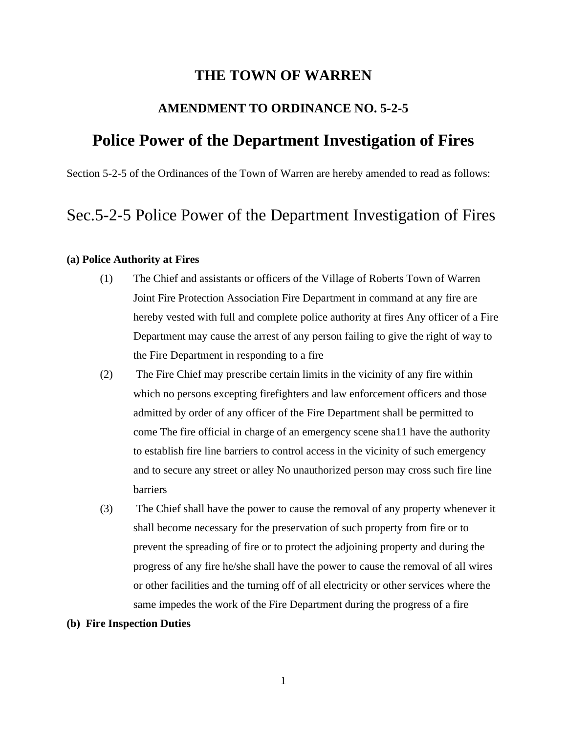# THE TOWN OF WARREN

## AMENDMENT TO ORDINANCE NO. 5-2-5

# Police Power of the Department Investigation of Fires

Section 5-2-5 of the Ordinances of the Town of Warren are hereby amended to read as follows:

## Sec.5-2-5 Police Power of the Department Investigation of Fires

**(a) Police Authority at Fires**

(1) The Chief and assistants or officers of the Village of Roberts Town of Warren Joint Fire Protection Association Fire Department in command at any fire are hereby vested with full and complete police authority at fires Any officer of a Fire Department may cause the arrest of any person failing to give the right of way to the Fire Department in responding to a fire

(2) The Fire Chief may prescribe certain limits in the vicinity of any fire within which no persons excepting firefighters and law enforcement officers and those admitted by order of any officer of the Fire Department shall be permitted to come The fire official in charge of an emergency scene sha11 have the authority to establish fire line barriers to control access in the vicinity of such emergency and to secure any street or alley No unauthorized person may cross such fire line barriers

(3) The Chief shall have the power to cause the removal of any property whenever it shall become necessary for the preservation of such property from fire or to prevent the spreading of fire or to protect the adjoining property and during the progress of any fire he/she shall have the power to cause the removal of all wires or other facilities and the turning off of all electricity or other services where the same impedes the work of the Fire Department during the progress of a fire

**(b) Fire Inspection Duties**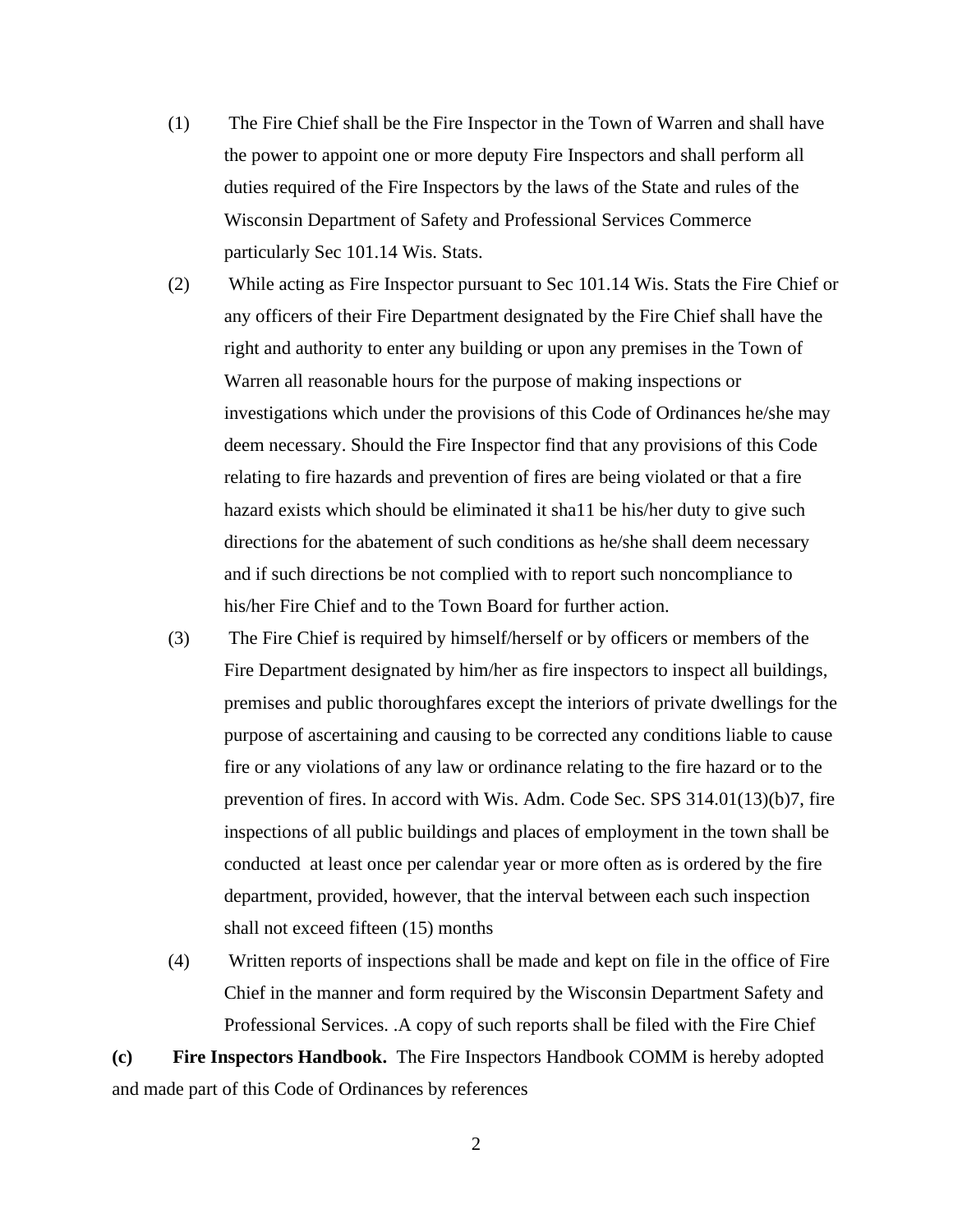(1) The Fire Chief shall be the Fire Inspector in the Town of Warren and shall have the power to appoint one or more deputy Fire Inspectors and shall perform all duties required of the Fire Inspectors by the laws of the State and rules of the Wisconsin Department of Safety and Professional Services Commerce particularly Sec 101.14 Wis. Stats.

(2) While acting as Fire Inspector pursuant to Sec 101.14 Wis. Stats the Fire Chief or any officers of their Fire Department designated by the Fire Chief shall have the right and authority to enter any building or upon any premises in the Town of Warren all reasonable hours for the purpose of making inspections or investigations which under the provisions of this Code of Ordinances he/she may deem necessary. Should the Fire Inspector find that any provisions of this Code relating to fire hazards and prevention of fires are being violated or that a fire hazard exists which should be eliminated it sha11 be his/her duty to give such directions for the abatement of such conditions as he/she shall deem necessary and if such directions be not complied with to report such noncompliance to his/her Fire Chief and to the Town Board for further action.

(3) The Fire Chief is required by himself/herself or by officers or members of the Fire Department designated by him/her as fire inspectors to inspect all buildings, premises and public thoroughfares except the interiors of private dwellings for the purpose of ascertaining and causing to be corrected any conditions liable to cause fire or any violations of any law or ordinance relating to the fire hazard or to the prevention of fires. In accord with Wis. Adm. Code Sec. SPS 314.01(13)(b)7, fire inspections of all public buildings and places of employment in the town shall be conducted at least once per calendar year or more often as is ordered by the fire department, provided, however, that the interval between each such inspection shall not exceed fifteen (15) months

(4) Written reports of inspections shall be made and kept on file in the office of Fire Chief in the manner and form required by the Wisconsin Department Safety and Professional Services. .A copy of such reports shall be filed with the Fire Chief

**(c) Fire Inspectors Handbook.** The Fire Inspectors Handbook COMM is hereby adopted and made part of this Code of Ordinances by references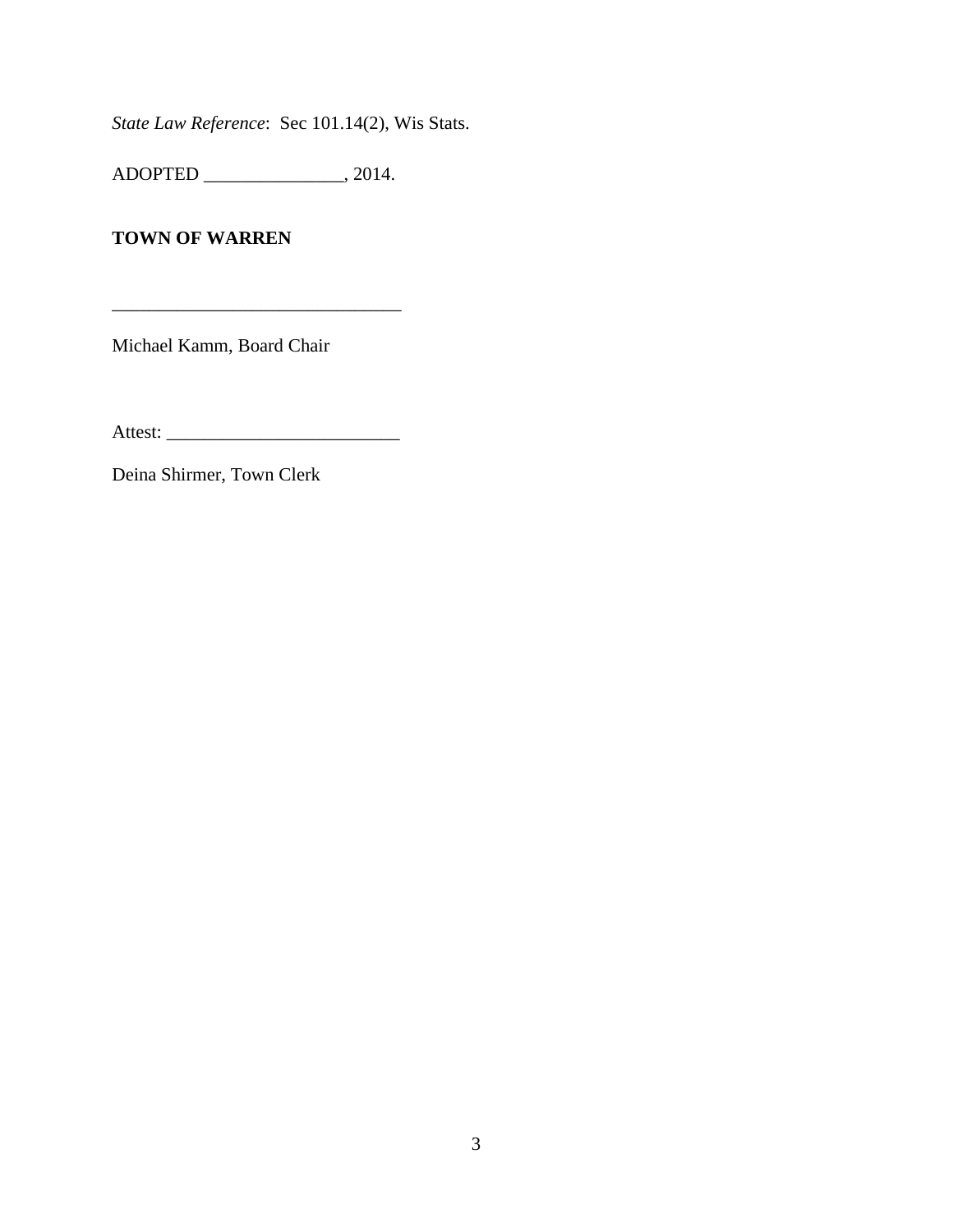*State Law Reference*: Sec 101.14(2), Wis Stats.

ADOPTED _______________, 2014.

**TOWN OF WARREN**

_______________________________

Michael Kamm, Board Chair

Attest: _________________________

Deina Shirmer, Town Clerk